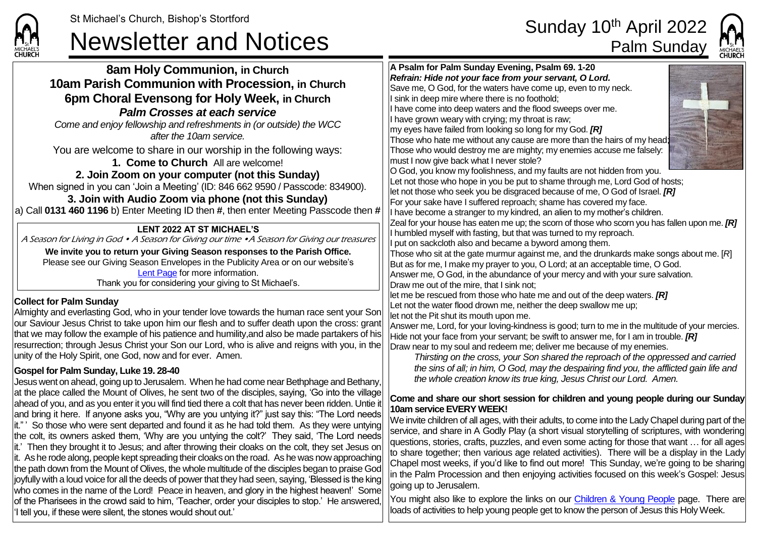St Michael's Church, Bishop's Stortford

# Newsletter and Notices

Sunday 10th April 2022
Palm Sunday

## 8am Holy Communion, in Church
## 10am Parish Communion with Procession, in Church
## 6pm Choral Evensong for Holy Week, in Church
### *Palm Crosses at each service*

*Come and enjoy fellowship and refreshments in (or outside) the WCC after the 10am service.*

You are welcome to share in our worship in the following ways:

**1. Come to Church** All are welcome!

**2. Join Zoom on your computer (not this Sunday)**

When signed in you can 'Join a Meeting' (ID: 846 662 9590 / Passcode: 834900).

**3. Join with Audio Zoom via phone (not this Sunday)**

a) Call **0131 460 1196** b) Enter Meeting ID then **#**, then enter Meeting Passcode then **#**

**LENT 2022 AT ST MICHAEL'S**

*A Season for Living in God • A Season for Giving our time • A Season for Giving our treasures*

**We invite you to return your Giving Season responses to the Parish Office.**
Please see our Giving Season Envelopes in the Publicity Area or on our website's Lent Page for more information.
Thank you for considering your giving to St Michael's.

**Collect for Palm Sunday**

Almighty and everlasting God, who in your tender love towards the human race sent your Son our Saviour Jesus Christ to take upon him our flesh and to suffer death upon the cross: grant that we may follow the example of his patience and humility,and also be made partakers of his resurrection; through Jesus Christ your Son our Lord, who is alive and reigns with you, in the unity of the Holy Spirit, one God, now and for ever. Amen.

**Gospel for Palm Sunday, Luke 19. 28-40**

Jesus went on ahead, going up to Jerusalem. When he had come near Bethphage and Bethany, at the place called the Mount of Olives, he sent two of the disciples, saying, 'Go into the village ahead of you, and as you enter it you will find tied there a colt that has never been ridden. Untie it and bring it here. If anyone asks you, "Why are you untying it?" just say this: "The Lord needs it." ' So those who were sent departed and found it as he had told them. As they were untying the colt, its owners asked them, 'Why are you untying the colt?' They said, 'The Lord needs it.' Then they brought it to Jesus; and after throwing their cloaks on the colt, they set Jesus on it. As he rode along, people kept spreading their cloaks on the road. As he was now approaching the path down from the Mount of Olives, the whole multitude of the disciples began to praise God joyfully with a loud voice for all the deeds of power that they had seen, saying, 'Blessed is the king who comes in the name of the Lord! Peace in heaven, and glory in the highest heaven!' Some of the Pharisees in the crowd said to him, 'Teacher, order your disciples to stop.' He answered, 'I tell you, if these were silent, the stones would shout out.'

**A Psalm for Palm Sunday Evening, Psalm 69. 1-20**

***Refrain: Hide not your face from your servant, O Lord.***

Save me, O God, for the waters have come up, even to my neck.
I sink in deep mire where there is no foothold;
I have come into deep waters and the flood sweeps over me.
I have grown weary with crying; my throat is raw;
my eyes have failed from looking so long for my God. ***[R]***
Those who hate me without any cause are more than the hairs of my head;
Those who would destroy me are mighty; my enemies accuse me falsely:
must I now give back what I never stole?
O God, you know my foolishness, and my faults are not hidden from you.
Let not those who hope in you be put to shame through me, Lord God of hosts;
let not those who seek you be disgraced because of me, O God of Israel. ***[R]***
For your sake have I suffered reproach; shame has covered my face.
I have become a stranger to my kindred, an alien to my mother's children.
Zeal for your house has eaten me up; the scorn of those who scorn you has fallen upon me. ***[R]***
I humbled myself with fasting, but that was turned to my reproach.
I put on sackcloth also and became a byword among them.
Those who sit at the gate murmur against me, and the drunkards make songs about me. [*R*]
But as for me, I make my prayer to you, O Lord; at an acceptable time, O God.
Answer me, O God, in the abundance of your mercy and with your sure salvation.
Draw me out of the mire, that I sink not;
let me be rescued from those who hate me and out of the deep waters. ***[R]***
Let not the water flood drown me, neither the deep swallow me up;
let not the Pit shut its mouth upon me.
Answer me, Lord, for your loving-kindness is good; turn to me in the multitude of your mercies.
Hide not your face from your servant; be swift to answer me, for I am in trouble. ***[R]***
Draw near to my soul and redeem me; deliver me because of my enemies.

*Thirsting on the cross, your Son shared the reproach of the oppressed and carried the sins of all; in him, O God, may the despairing find you, the afflicted gain life and the whole creation know its true king, Jesus Christ our Lord. Amen.*

**Come and share our short session for children and young people during our Sunday 10am service EVERY WEEK!**

We invite children of all ages, with their adults, to come into the Lady Chapel during part of the service, and share in A Godly Play (a short visual storytelling of scriptures, with wondering questions, stories, crafts, puzzles, and even some acting for those that want … for all ages to share together; then various age related activities). There will be a display in the Lady Chapel most weeks, if you'd like to find out more! This Sunday, we're going to be sharing in the Palm Procession and then enjoying activities focused on this week's Gospel: Jesus going up to Jerusalem.

You might also like to explore the links on our Children & Young People page. There are loads of activities to help young people get to know the person of Jesus this Holy Week.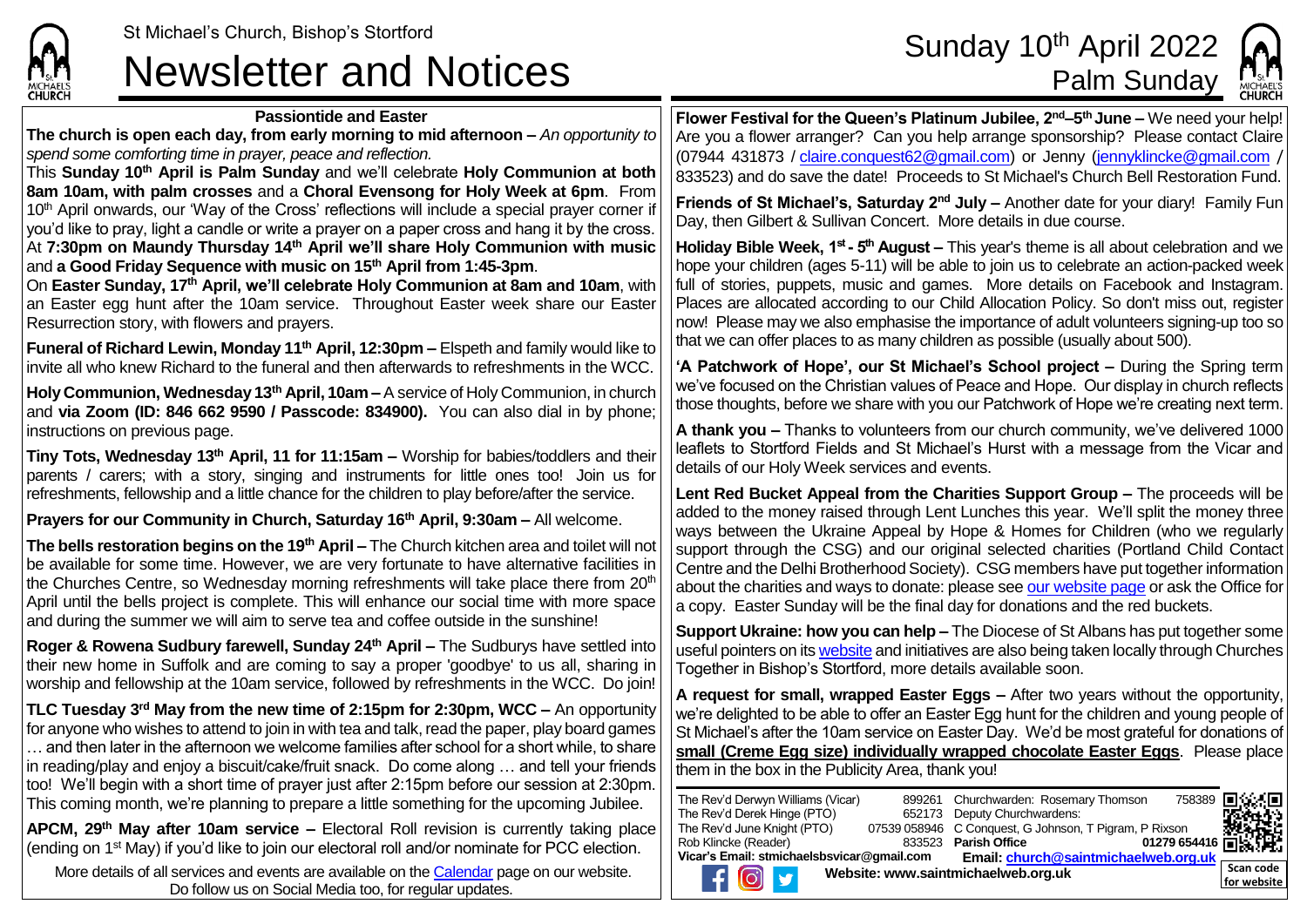St Michael's Church, Bishop's Stortford

# Newsletter and Notices

Sunday 10th April 2022
Palm Sunday

## Passiontide and Easter

**The church is open each day, from early morning to mid afternoon –** *An opportunity to spend some comforting time in prayer, peace and reflection.*

This **Sunday 10th April is Palm Sunday** and we'll celebrate **Holy Communion at both 8am 10am, with palm crosses** and a **Choral Evensong for Holy Week at 6pm**. From 10th April onwards, our 'Way of the Cross' reflections will include a special prayer corner if you'd like to pray, light a candle or write a prayer on a paper cross and hang it by the cross. At **7:30pm on Maundy Thursday 14th April we'll share Holy Communion with music** and **a Good Friday Sequence with music on 15th April from 1:45-3pm**.

On **Easter Sunday, 17th April, we'll celebrate Holy Communion at 8am and 10am**, with an Easter egg hunt after the 10am service. Throughout Easter week share our Easter Resurrection story, with flowers and prayers.

**Funeral of Richard Lewin, Monday 11th April, 12:30pm –** Elspeth and family would like to invite all who knew Richard to the funeral and then afterwards to refreshments in the WCC.

**Holy Communion, Wednesday 13th April, 10am –** A service of Holy Communion, in church and **via Zoom (ID: 846 662 9590 / Passcode: 834900).** You can also dial in by phone; instructions on previous page.

**Tiny Tots, Wednesday 13th April, 11 for 11:15am –** Worship for babies/toddlers and their parents / carers; with a story, singing and instruments for little ones too! Join us for refreshments, fellowship and a little chance for the children to play before/after the service.

**Prayers for our Community in Church, Saturday 16th April, 9:30am –** All welcome.

**The bells restoration begins on the 19th April –** The Church kitchen area and toilet will not be available for some time. However, we are very fortunate to have alternative facilities in the Churches Centre, so Wednesday morning refreshments will take place there from 20th April until the bells project is complete. This will enhance our social time with more space and during the summer we will aim to serve tea and coffee outside in the sunshine!

**Roger & Rowena Sudbury farewell, Sunday 24th April –** The Sudburys have settled into their new home in Suffolk and are coming to say a proper 'goodbye' to us all, sharing in worship and fellowship at the 10am service, followed by refreshments in the WCC. Do join!

**TLC Tuesday 3rd May from the new time of 2:15pm for 2:30pm, WCC –** An opportunity for anyone who wishes to attend to join in with tea and talk, read the paper, play board games … and then later in the afternoon we welcome families after school for a short while, to share in reading/play and enjoy a biscuit/cake/fruit snack. Do come along … and tell your friends too! We'll begin with a short time of prayer just after 2:15pm before our session at 2:30pm. This coming month, we're planning to prepare a little something for the upcoming Jubilee.

**APCM, 29th May after 10am service –** Electoral Roll revision is currently taking place (ending on 1st May) if you'd like to join our electoral roll and/or nominate for PCC election.

More details of all services and events are available on the Calendar page on our website. Do follow us on Social Media too, for regular updates.

**Flower Festival for the Queen's Platinum Jubilee, 2nd–5th June –** We need your help! Are you a flower arranger? Can you help arrange sponsorship? Please contact Claire (07944 431873 / claire.conquest62@gmail.com) or Jenny (jennyklincke@gmail.com / 833523) and do save the date! Proceeds to St Michael's Church Bell Restoration Fund.

**Friends of St Michael's, Saturday 2nd July –** Another date for your diary! Family Fun Day, then Gilbert & Sullivan Concert. More details in due course.

**Holiday Bible Week, 1st - 5th August –** This year's theme is all about celebration and we hope your children (ages 5-11) will be able to join us to celebrate an action-packed week full of stories, puppets, music and games. More details on Facebook and Instagram. Places are allocated according to our Child Allocation Policy. So don't miss out, register now! Please may we also emphasise the importance of adult volunteers signing-up too so that we can offer places to as many children as possible (usually about 500).

**'A Patchwork of Hope', our St Michael's School project –** During the Spring term we've focused on the Christian values of Peace and Hope. Our display in church reflects those thoughts, before we share with you our Patchwork of Hope we're creating next term.

**A thank you –** Thanks to volunteers from our church community, we've delivered 1000 leaflets to Stortford Fields and St Michael's Hurst with a message from the Vicar and details of our Holy Week services and events.

**Lent Red Bucket Appeal from the Charities Support Group –** The proceeds will be added to the money raised through Lent Lunches this year. We'll split the money three ways between the Ukraine Appeal by Hope & Homes for Children (who we regularly support through the CSG) and our original selected charities (Portland Child Contact Centre and the Delhi Brotherhood Society). CSG members have put together information about the charities and ways to donate: please see our website page or ask the Office for a copy. Easter Sunday will be the final day for donations and the red buckets.

**Support Ukraine: how you can help –** The Diocese of St Albans has put together some useful pointers on its website and initiatives are also being taken locally through Churches Together in Bishop's Stortford, more details available soon.

**A request for small, wrapped Easter Eggs –** After two years without the opportunity, we're delighted to be able to offer an Easter Egg hunt for the children and young people of St Michael's after the 10am service on Easter Day. We'd be most grateful for donations of **small (Creme Egg size) individually wrapped chocolate Easter Eggs**. Please place them in the box in the Publicity Area, thank you!

| | | | |
|---|---|---|---|
| The Rev'd Derwyn Williams (Vicar) | 899261 | Churchwarden: Rosemary Thomson | 758389 |
| The Rev'd Derek Hinge (PTO) | 652173 | Deputy Churchwardens: | |
| The Rev'd June Knight (PTO) | 07539 058946 | C Conquest, G Johnson, T Pigram, P Rixson | |
| Rob Klincke (Reader) | 833523 | **Parish Office** | **01279 654416** |

**Vicar's Email: stmichaelsbsvicar@gmail.com** **Email: church@saintmichaelweb.org.uk**

**Website: www.saintmichaelweb.org.uk**

Scan code for website